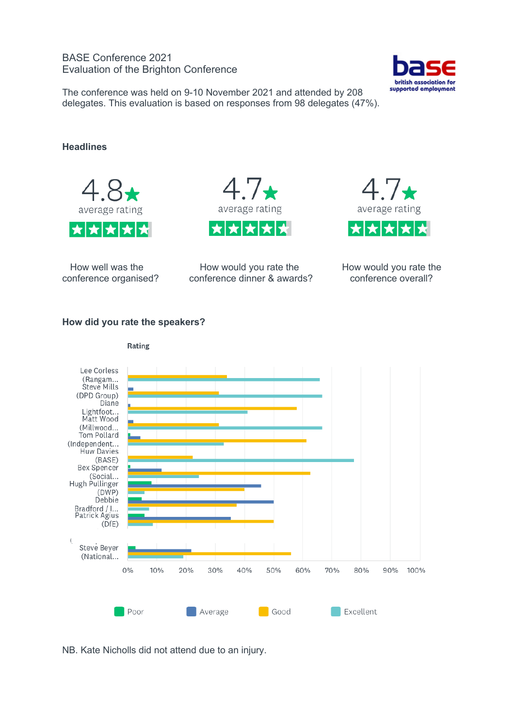BASE Conference 2021
Evaluation of the Brighton Conference

The conference was held on 9-10 November 2021 and attended by 208 delegates. This evaluation is based on responses from 98 delegates (47%).

**Headlines**

| 4.8 average rating | 4.7 average rating | 4.7 average rating |
|---|---|---|
| How well was the conference organised? | How would you rate the conference dinner & awards? | How would you rate the conference overall? |

**How did you rate the speakers?**

Rating

Speakers: Lee Corless (Rangam..., Steve Mills (DPD Group), Diane Lightfoot..., Matt Wood (Millwood..., Tom Pollard (Independent..., Huw Davies (BASE), Bex Spencer (Social..., Hugh Pullinger (DWP), Debbie Bradford / I..., Patrick Agius (DfE), Steve Beyer (National...

Legend: Poor, Average, Good, Excellent

NB. Kate Nicholls did not attend due to an injury.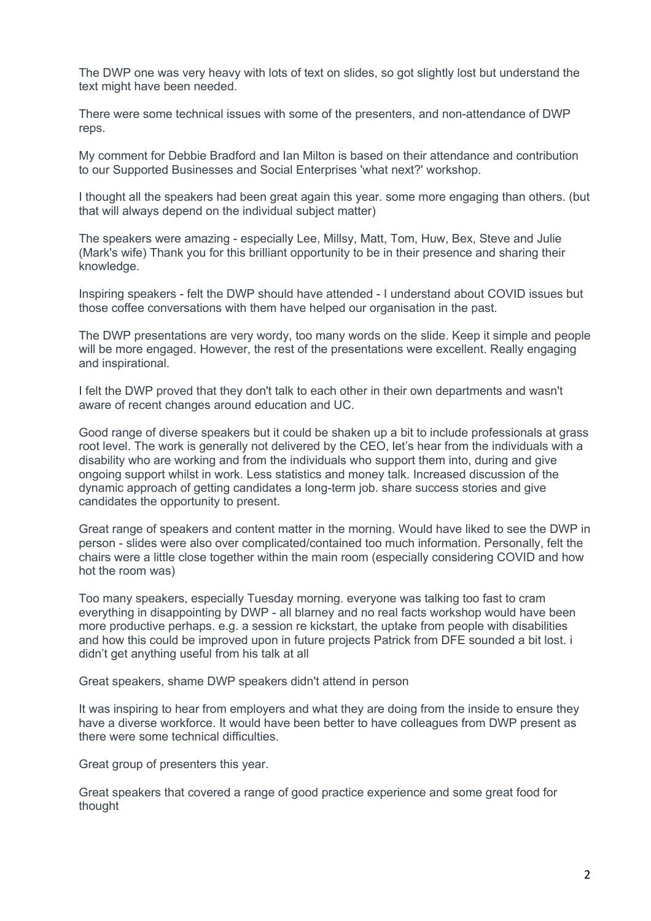The DWP one was very heavy with lots of text on slides, so got slightly lost but understand the text might have been needed.

There were some technical issues with some of the presenters, and non-attendance of DWP reps.

My comment for Debbie Bradford and Ian Milton is based on their attendance and contribution to our Supported Businesses and Social Enterprises 'what next?' workshop.

I thought all the speakers had been great again this year. some more engaging than others. (but that will always depend on the individual subject matter)

The speakers were amazing - especially Lee, Millsy, Matt, Tom, Huw, Bex, Steve and Julie (Mark's wife) Thank you for this brilliant opportunity to be in their presence and sharing their knowledge.

Inspiring speakers - felt the DWP should have attended - I understand about COVID issues but those coffee conversations with them have helped our organisation in the past.

The DWP presentations are very wordy, too many words on the slide. Keep it simple and people will be more engaged. However, the rest of the presentations were excellent. Really engaging and inspirational.

I felt the DWP proved that they don't talk to each other in their own departments and wasn't aware of recent changes around education and UC.

Good range of diverse speakers but it could be shaken up a bit to include professionals at grass root level. The work is generally not delivered by the CEO, let's hear from the individuals with a disability who are working and from the individuals who support them into, during and give ongoing support whilst in work. Less statistics and money talk. Increased discussion of the dynamic approach of getting candidates a long-term job. share success stories and give candidates the opportunity to present.

Great range of speakers and content matter in the morning. Would have liked to see the DWP in person - slides were also over complicated/contained too much information. Personally, felt the chairs were a little close together within the main room (especially considering COVID and how hot the room was)

Too many speakers, especially Tuesday morning. everyone was talking too fast to cram everything in disappointing by DWP - all blarney and no real facts workshop would have been more productive perhaps. e.g. a session re kickstart, the uptake from people with disabilities and how this could be improved upon in future projects Patrick from DFE sounded a bit lost. i didn't get anything useful from his talk at all

Great speakers, shame DWP speakers didn't attend in person

It was inspiring to hear from employers and what they are doing from the inside to ensure they have a diverse workforce. It would have been better to have colleagues from DWP present as there were some technical difficulties.

Great group of presenters this year.

Great speakers that covered a range of good practice experience and some great food for thought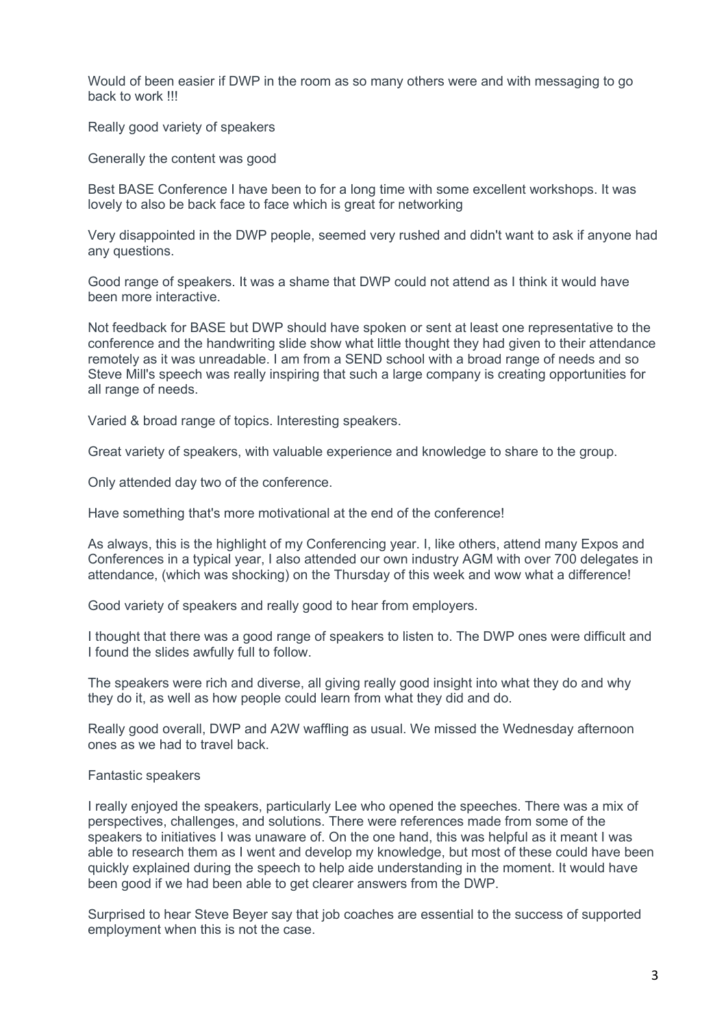Would of been easier if DWP in the room as so many others were and with messaging to go back to work !!!

Really good variety of speakers

Generally the content was good

Best BASE Conference I have been to for a long time with some excellent workshops. It was lovely to also be back face to face which is great for networking

Very disappointed in the DWP people, seemed very rushed and didn't want to ask if anyone had any questions.

Good range of speakers. It was a shame that DWP could not attend as I think it would have been more interactive.

Not feedback for BASE but DWP should have spoken or sent at least one representative to the conference and the handwriting slide show what little thought they had given to their attendance remotely as it was unreadable. I am from a SEND school with a broad range of needs and so Steve Mill's speech was really inspiring that such a large company is creating opportunities for all range of needs.

Varied & broad range of topics. Interesting speakers.

Great variety of speakers, with valuable experience and knowledge to share to the group.

Only attended day two of the conference.

Have something that's more motivational at the end of the conference!

As always, this is the highlight of my Conferencing year. I, like others, attend many Expos and Conferences in a typical year, I also attended our own industry AGM with over 700 delegates in attendance, (which was shocking) on the Thursday of this week and wow what a difference!

Good variety of speakers and really good to hear from employers.

I thought that there was a good range of speakers to listen to. The DWP ones were difficult and I found the slides awfully full to follow.

The speakers were rich and diverse, all giving really good insight into what they do and why they do it, as well as how people could learn from what they did and do.

Really good overall, DWP and A2W waffling as usual. We missed the Wednesday afternoon ones as we had to travel back.

Fantastic speakers

I really enjoyed the speakers, particularly Lee who opened the speeches. There was a mix of perspectives, challenges, and solutions. There were references made from some of the speakers to initiatives I was unaware of. On the one hand, this was helpful as it meant I was able to research them as I went and develop my knowledge, but most of these could have been quickly explained during the speech to help aide understanding in the moment. It would have been good if we had been able to get clearer answers from the DWP.

Surprised to hear Steve Beyer say that job coaches are essential to the success of supported employment when this is not the case.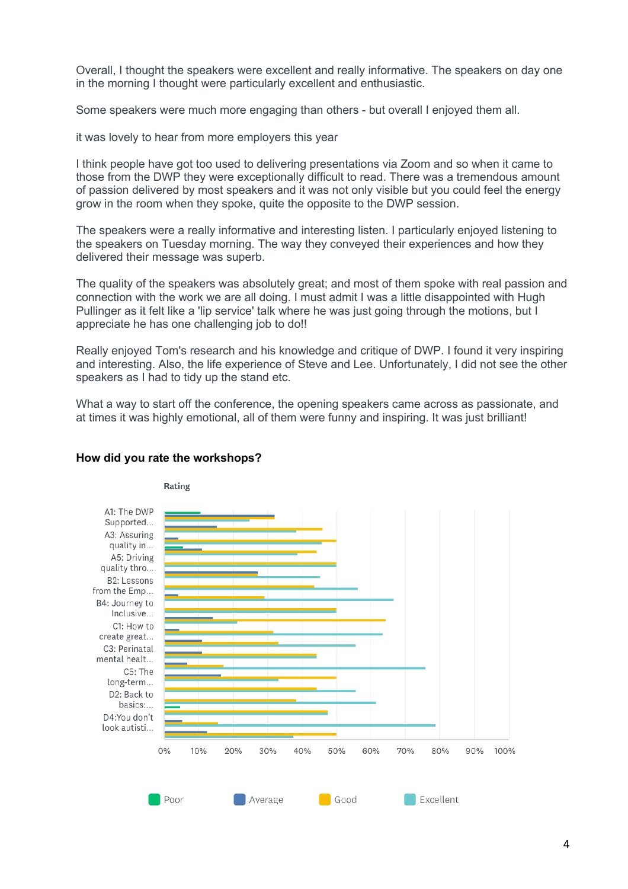Overall, I thought the speakers were excellent and really informative. The speakers on day one in the morning I thought were particularly excellent and enthusiastic.

Some speakers were much more engaging than others - but overall I enjoyed them all.

it was lovely to hear from more employers this year

I think people have got too used to delivering presentations via Zoom and so when it came to those from the DWP they were exceptionally difficult to read. There was a tremendous amount of passion delivered by most speakers and it was not only visible but you could feel the energy grow in the room when they spoke, quite the opposite to the DWP session.

The speakers were a really informative and interesting listen. I particularly enjoyed listening to the speakers on Tuesday morning. The way they conveyed their experiences and how they delivered their message was superb.

The quality of the speakers was absolutely great; and most of them spoke with real passion and connection with the work we are all doing. I must admit I was a little disappointed with Hugh Pullinger as it felt like a 'lip service' talk where he was just going through the motions, but I appreciate he has one challenging job to do!!

Really enjoyed Tom's research and his knowledge and critique of DWP. I found it very inspiring and interesting. Also, the life experience of Steve and Lee. Unfortunately, I did not see the other speakers as I had to tidy up the stand etc.

What a way to start off the conference, the opening speakers came across as passionate, and at times it was highly emotional, all of them were funny and inspiring. It was just brilliant!

**How did you rate the workshops?**

Rating

A1: The DWP Supported...
A3: Assuring quality in...
A5: Driving quality thro...
B2: Lessons from the Emp...
B4: Journey to Inclusive...
C1: How to create great...
C3: Perinatal mental healt...
C5: The long-term...
D2: Back to basics:...
D4:You don't look autisti...

0% 10% 20% 30% 40% 50% 60% 70% 80% 90% 100%

Poor Average Good Excellent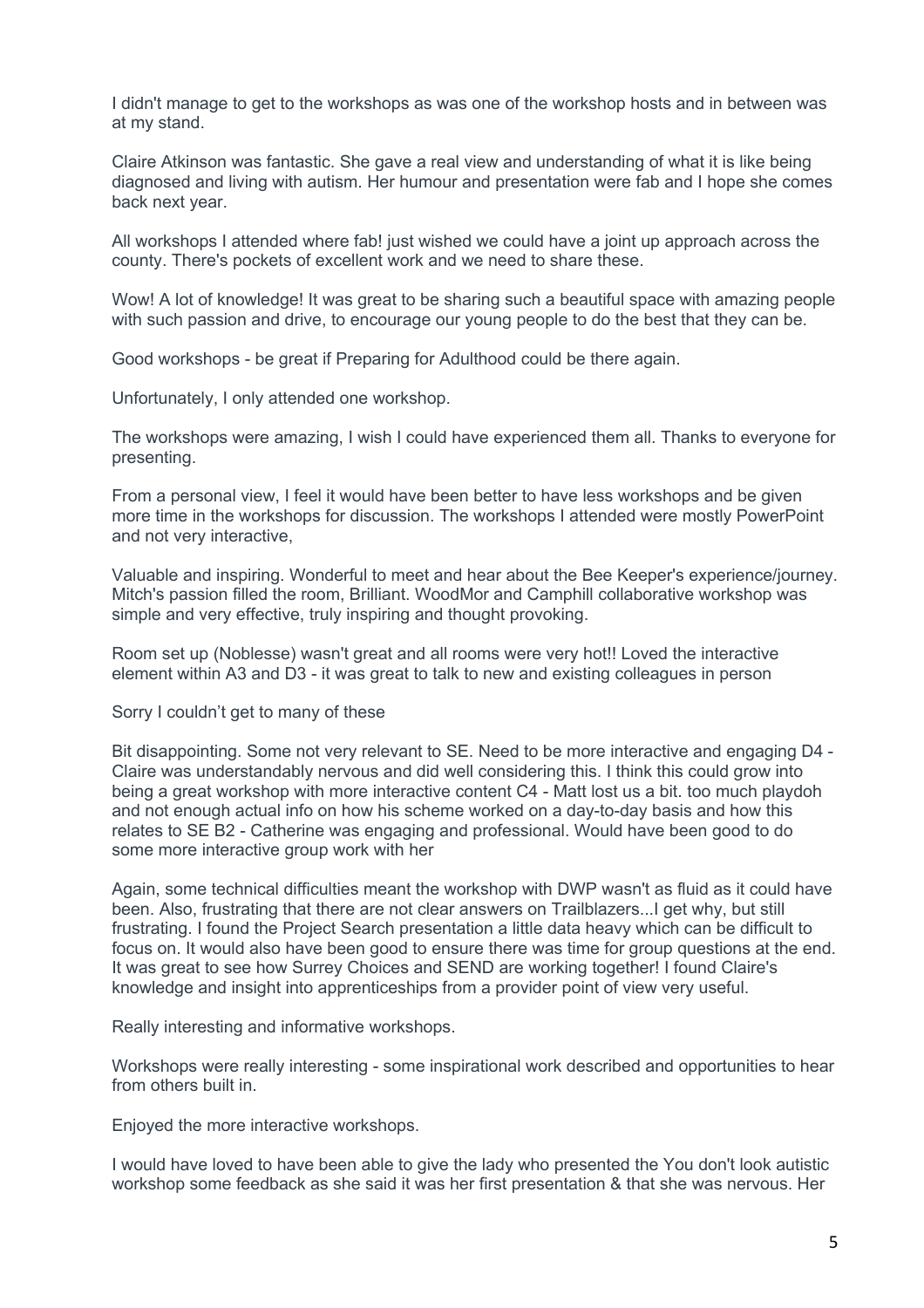I didn't manage to get to the workshops as was one of the workshop hosts and in between was at my stand.

Claire Atkinson was fantastic. She gave a real view and understanding of what it is like being diagnosed and living with autism. Her humour and presentation were fab and I hope she comes back next year.

All workshops I attended where fab! just wished we could have a joint up approach across the county. There's pockets of excellent work and we need to share these.

Wow! A lot of knowledge! It was great to be sharing such a beautiful space with amazing people with such passion and drive, to encourage our young people to do the best that they can be.

Good workshops - be great if Preparing for Adulthood could be there again.

Unfortunately, I only attended one workshop.

The workshops were amazing, I wish I could have experienced them all. Thanks to everyone for presenting.

From a personal view, I feel it would have been better to have less workshops and be given more time in the workshops for discussion. The workshops I attended were mostly PowerPoint and not very interactive,

Valuable and inspiring. Wonderful to meet and hear about the Bee Keeper's experience/journey. Mitch's passion filled the room, Brilliant. WoodMor and Camphill collaborative workshop was simple and very effective, truly inspiring and thought provoking.

Room set up (Noblesse) wasn't great and all rooms were very hot!! Loved the interactive element within A3 and D3 - it was great to talk to new and existing colleagues in person

Sorry I couldn't get to many of these

Bit disappointing. Some not very relevant to SE. Need to be more interactive and engaging D4 - Claire was understandably nervous and did well considering this. I think this could grow into being a great workshop with more interactive content C4 - Matt lost us a bit. too much playdoh and not enough actual info on how his scheme worked on a day-to-day basis and how this relates to SE B2 - Catherine was engaging and professional. Would have been good to do some more interactive group work with her

Again, some technical difficulties meant the workshop with DWP wasn't as fluid as it could have been. Also, frustrating that there are not clear answers on Trailblazers...I get why, but still frustrating. I found the Project Search presentation a little data heavy which can be difficult to focus on. It would also have been good to ensure there was time for group questions at the end. It was great to see how Surrey Choices and SEND are working together! I found Claire's knowledge and insight into apprenticeships from a provider point of view very useful.

Really interesting and informative workshops.

Workshops were really interesting - some inspirational work described and opportunities to hear from others built in.

Enjoyed the more interactive workshops.

I would have loved to have been able to give the lady who presented the You don't look autistic workshop some feedback as she said it was her first presentation & that she was nervous. Her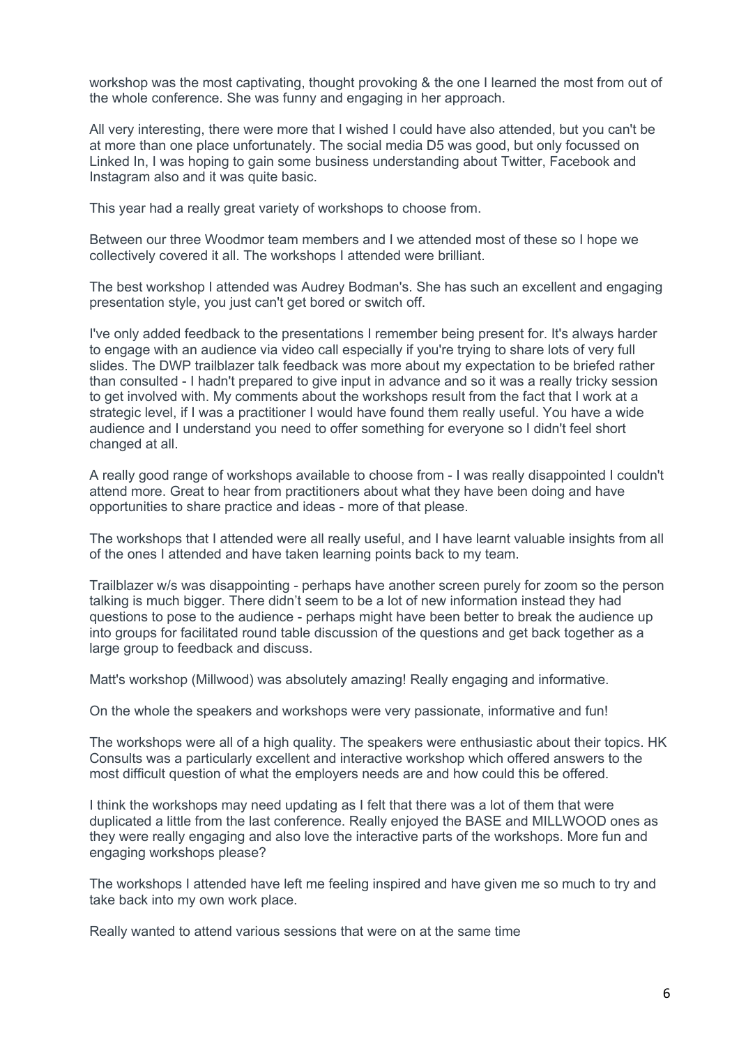workshop was the most captivating, thought provoking & the one I learned the most from out of the whole conference. She was funny and engaging in her approach.

All very interesting, there were more that I wished I could have also attended, but you can't be at more than one place unfortunately. The social media D5 was good, but only focussed on Linked In, I was hoping to gain some business understanding about Twitter, Facebook and Instagram also and it was quite basic.

This year had a really great variety of workshops to choose from.

Between our three Woodmor team members and I we attended most of these so I hope we collectively covered it all. The workshops I attended were brilliant.

The best workshop I attended was Audrey Bodman's. She has such an excellent and engaging presentation style, you just can't get bored or switch off.

I've only added feedback to the presentations I remember being present for. It's always harder to engage with an audience via video call especially if you're trying to share lots of very full slides. The DWP trailblazer talk feedback was more about my expectation to be briefed rather than consulted - I hadn't prepared to give input in advance and so it was a really tricky session to get involved with. My comments about the workshops result from the fact that I work at a strategic level, if I was a practitioner I would have found them really useful. You have a wide audience and I understand you need to offer something for everyone so I didn't feel short changed at all.

A really good range of workshops available to choose from - I was really disappointed I couldn't attend more. Great to hear from practitioners about what they have been doing and have opportunities to share practice and ideas - more of that please.

The workshops that I attended were all really useful, and I have learnt valuable insights from all of the ones I attended and have taken learning points back to my team.

Trailblazer w/s was disappointing - perhaps have another screen purely for zoom so the person talking is much bigger. There didn't seem to be a lot of new information instead they had questions to pose to the audience - perhaps might have been better to break the audience up into groups for facilitated round table discussion of the questions and get back together as a large group to feedback and discuss.

Matt's workshop (Millwood) was absolutely amazing! Really engaging and informative.

On the whole the speakers and workshops were very passionate, informative and fun!

The workshops were all of a high quality. The speakers were enthusiastic about their topics. HK Consults was a particularly excellent and interactive workshop which offered answers to the most difficult question of what the employers needs are and how could this be offered.

I think the workshops may need updating as I felt that there was a lot of them that were duplicated a little from the last conference. Really enjoyed the BASE and MILLWOOD ones as they were really engaging and also love the interactive parts of the workshops. More fun and engaging workshops please?

The workshops I attended have left me feeling inspired and have given me so much to try and take back into my own work place.

Really wanted to attend various sessions that were on at the same time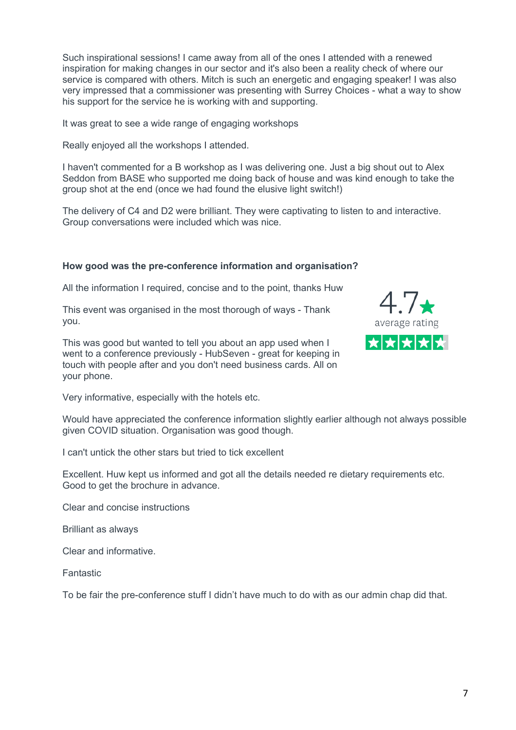Such inspirational sessions! I came away from all of the ones I attended with a renewed inspiration for making changes in our sector and it's also been a reality check of where our service is compared with others. Mitch is such an energetic and engaging speaker! I was also very impressed that a commissioner was presenting with Surrey Choices - what a way to show his support for the service he is working with and supporting.

It was great to see a wide range of engaging workshops

Really enjoyed all the workshops I attended.

I haven't commented for a B workshop as I was delivering one. Just a big shout out to Alex Seddon from BASE who supported me doing back of house and was kind enough to take the group shot at the end (once we had found the elusive light switch!)

The delivery of C4 and D2 were brilliant. They were captivating to listen to and interactive. Group conversations were included which was nice.

**How good was the pre-conference information and organisation?**

4.7 ★ average rating

All the information I required, concise and to the point, thanks Huw

This event was organised in the most thorough of ways - Thank you.

This was good but wanted to tell you about an app used when I went to a conference previously - HubSeven - great for keeping in touch with people after and you don't need business cards. All on your phone.

Very informative, especially with the hotels etc.

Would have appreciated the conference information slightly earlier although not always possible given COVID situation. Organisation was good though.

I can't untick the other stars but tried to tick excellent

Excellent. Huw kept us informed and got all the details needed re dietary requirements etc. Good to get the brochure in advance.

Clear and concise instructions

Brilliant as always

Clear and informative.

Fantastic

To be fair the pre-conference stuff I didn't have much to do with as our admin chap did that.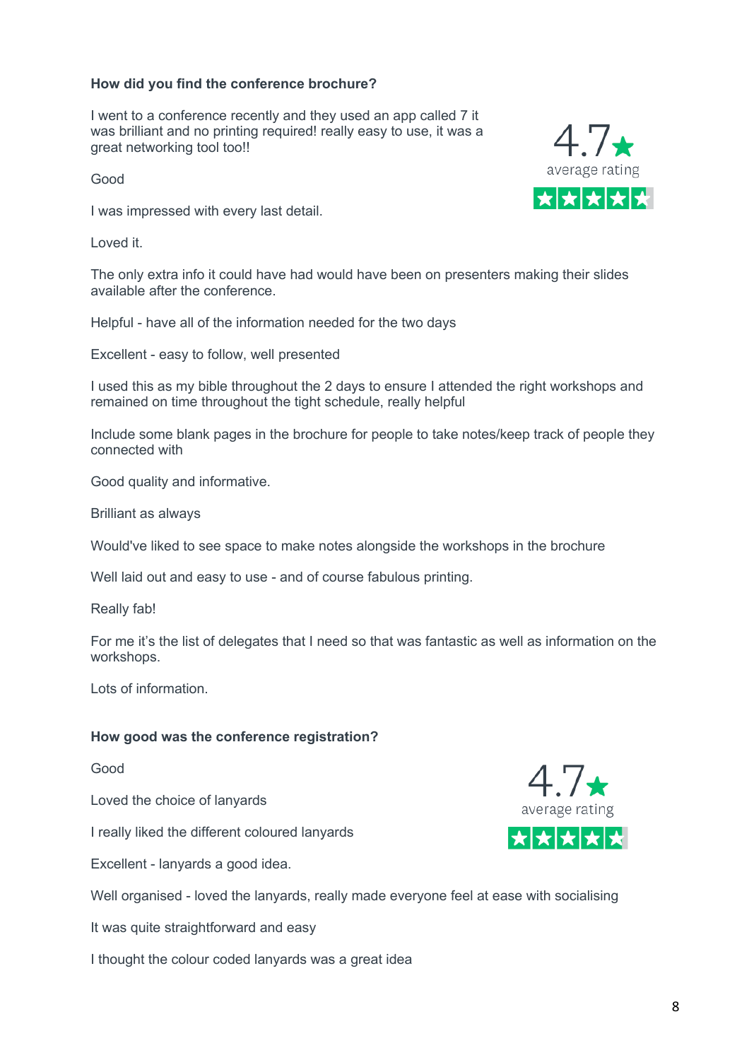**How did you find the conference brochure?**

4.7 ★
average rating

I went to a conference recently and they used an app called 7 it was brilliant and no printing required! really easy to use, it was a great networking tool too!!

Good

I was impressed with every last detail.

Loved it.

The only extra info it could have had would have been on presenters making their slides available after the conference.

Helpful - have all of the information needed for the two days

Excellent - easy to follow, well presented

I used this as my bible throughout the 2 days to ensure I attended the right workshops and remained on time throughout the tight schedule, really helpful

Include some blank pages in the brochure for people to take notes/keep track of people they connected with

Good quality and informative.

Brilliant as always

Would've liked to see space to make notes alongside the workshops in the brochure

Well laid out and easy to use - and of course fabulous printing.

Really fab!

For me it's the list of delegates that I need so that was fantastic as well as information on the workshops.

Lots of information.

**How good was the conference registration?**

4.7 ★
average rating

Good

Loved the choice of lanyards

I really liked the different coloured lanyards

Excellent - lanyards a good idea.

Well organised - loved the lanyards, really made everyone feel at ease with socialising

It was quite straightforward and easy

I thought the colour coded lanyards was a great idea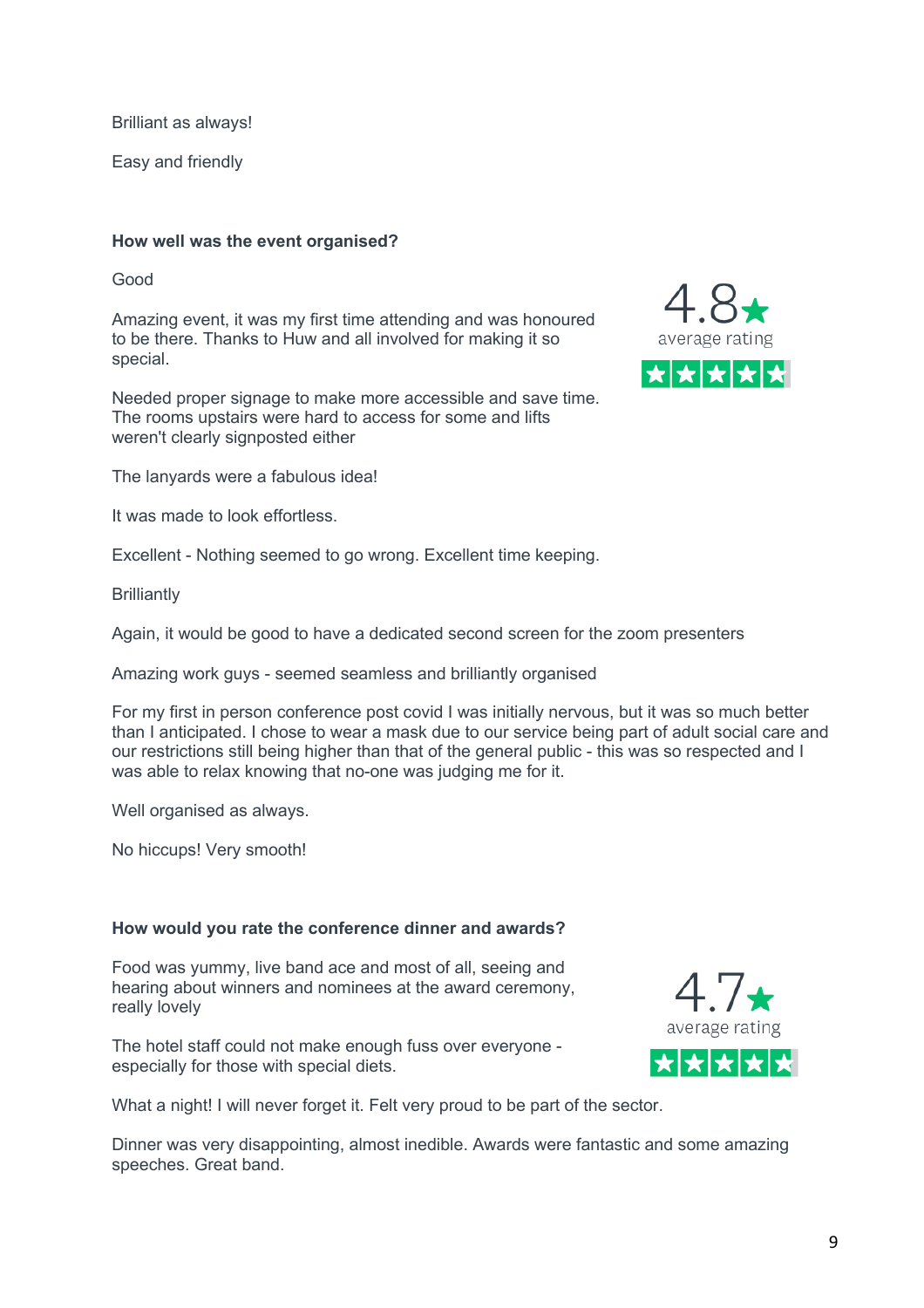Brilliant as always!

Easy and friendly

**How well was the event organised?**

4.8 ★ average rating

Good

Amazing event, it was my first time attending and was honoured to be there. Thanks to Huw and all involved for making it so special.

Needed proper signage to make more accessible and save time. The rooms upstairs were hard to access for some and lifts weren't clearly signposted either

The lanyards were a fabulous idea!

It was made to look effortless.

Excellent - Nothing seemed to go wrong. Excellent time keeping.

Brilliantly

Again, it would be good to have a dedicated second screen for the zoom presenters

Amazing work guys - seemed seamless and brilliantly organised

For my first in person conference post covid I was initially nervous, but it was so much better than I anticipated. I chose to wear a mask due to our service being part of adult social care and our restrictions still being higher than that of the general public - this was so respected and I was able to relax knowing that no-one was judging me for it.

Well organised as always.

No hiccups! Very smooth!

**How would you rate the conference dinner and awards?**

4.7 ★ average rating

Food was yummy, live band ace and most of all, seeing and hearing about winners and nominees at the award ceremony, really lovely

The hotel staff could not make enough fuss over everyone - especially for those with special diets.

What a night! I will never forget it. Felt very proud to be part of the sector.

Dinner was very disappointing, almost inedible. Awards were fantastic and some amazing speeches. Great band.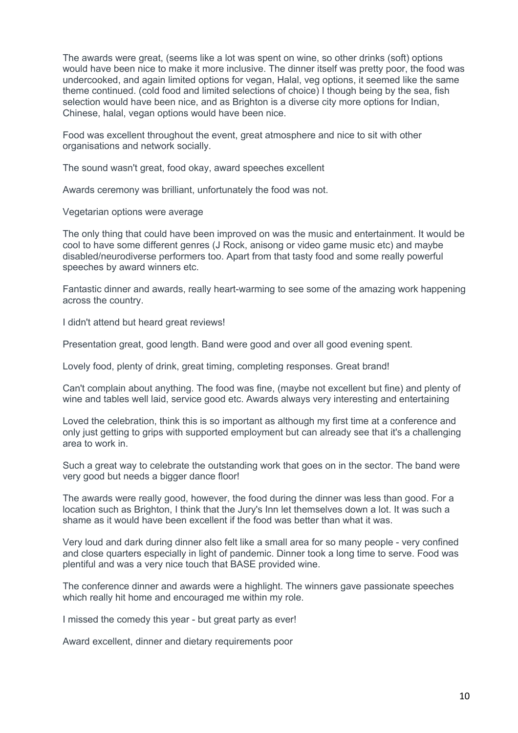The awards were great, (seems like a lot was spent on wine, so other drinks (soft) options would have been nice to make it more inclusive. The dinner itself was pretty poor, the food was undercooked, and again limited options for vegan, Halal, veg options, it seemed like the same theme continued. (cold food and limited selections of choice) I though being by the sea, fish selection would have been nice, and as Brighton is a diverse city more options for Indian, Chinese, halal, vegan options would have been nice.

Food was excellent throughout the event, great atmosphere and nice to sit with other organisations and network socially.

The sound wasn't great, food okay, award speeches excellent

Awards ceremony was brilliant, unfortunately the food was not.

Vegetarian options were average

The only thing that could have been improved on was the music and entertainment. It would be cool to have some different genres (J Rock, anisong or video game music etc) and maybe disabled/neurodiverse performers too. Apart from that tasty food and some really powerful speeches by award winners etc.

Fantastic dinner and awards, really heart-warming to see some of the amazing work happening across the country.

I didn't attend but heard great reviews!

Presentation great, good length. Band were good and over all good evening spent.

Lovely food, plenty of drink, great timing, completing responses. Great brand!

Can't complain about anything. The food was fine, (maybe not excellent but fine) and plenty of wine and tables well laid, service good etc. Awards always very interesting and entertaining

Loved the celebration, think this is so important as although my first time at a conference and only just getting to grips with supported employment but can already see that it's a challenging area to work in.

Such a great way to celebrate the outstanding work that goes on in the sector. The band were very good but needs a bigger dance floor!

The awards were really good, however, the food during the dinner was less than good. For a location such as Brighton, I think that the Jury's Inn let themselves down a lot. It was such a shame as it would have been excellent if the food was better than what it was.

Very loud and dark during dinner also felt like a small area for so many people - very confined and close quarters especially in light of pandemic. Dinner took a long time to serve. Food was plentiful and was a very nice touch that BASE provided wine.

The conference dinner and awards were a highlight. The winners gave passionate speeches which really hit home and encouraged me within my role.

I missed the comedy this year - but great party as ever!

Award excellent, dinner and dietary requirements poor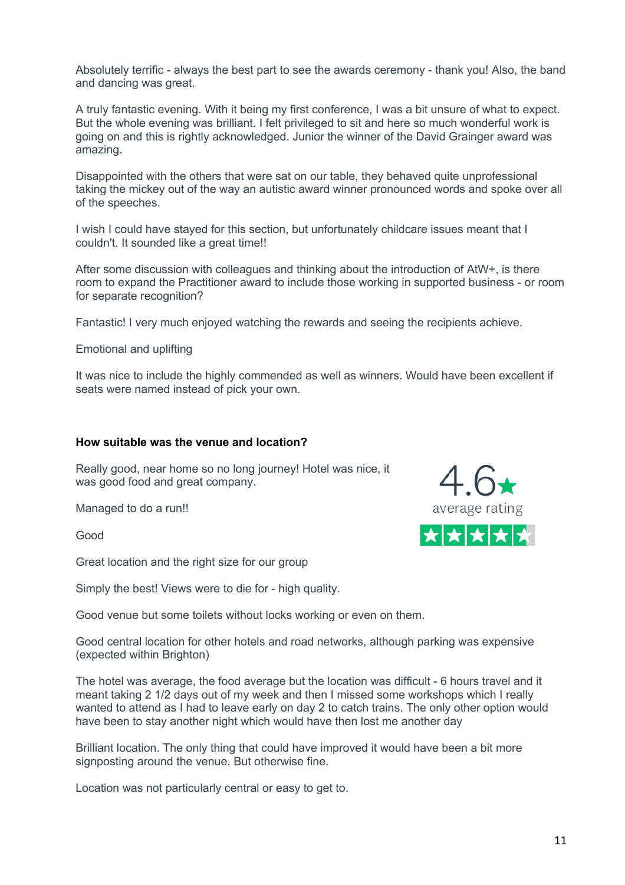Absolutely terrific - always the best part to see the awards ceremony - thank you! Also, the band and dancing was great.

A truly fantastic evening. With it being my first conference, I was a bit unsure of what to expect. But the whole evening was brilliant. I felt privileged to sit and here so much wonderful work is going on and this is rightly acknowledged. Junior the winner of the David Grainger award was amazing.

Disappointed with the others that were sat on our table, they behaved quite unprofessional taking the mickey out of the way an autistic award winner pronounced words and spoke over all of the speeches.

I wish I could have stayed for this section, but unfortunately childcare issues meant that I couldn't. It sounded like a great time!!

After some discussion with colleagues and thinking about the introduction of AtW+, is there room to expand the Practitioner award to include those working in supported business - or room for separate recognition?

Fantastic! I very much enjoyed watching the rewards and seeing the recipients achieve.

Emotional and uplifting

It was nice to include the highly commended as well as winners. Would have been excellent if seats were named instead of pick your own.

**How suitable was the venue and location?**

4.6★ average rating

Really good, near home so no long journey! Hotel was nice, it was good food and great company.

Managed to do a run!!

Good

Great location and the right size for our group

Simply the best! Views were to die for - high quality.

Good venue but some toilets without locks working or even on them.

Good central location for other hotels and road networks, although parking was expensive (expected within Brighton)

The hotel was average, the food average but the location was difficult - 6 hours travel and it meant taking 2 1/2 days out of my week and then I missed some workshops which I really wanted to attend as I had to leave early on day 2 to catch trains. The only other option would have been to stay another night which would have then lost me another day

Brilliant location. The only thing that could have improved it would have been a bit more signposting around the venue. But otherwise fine.

Location was not particularly central or easy to get to.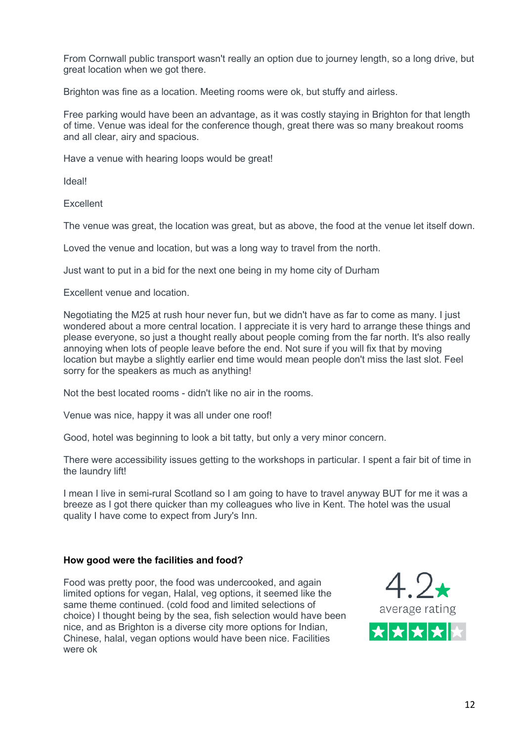From Cornwall public transport wasn't really an option due to journey length, so a long drive, but great location when we got there.

Brighton was fine as a location. Meeting rooms were ok, but stuffy and airless.

Free parking would have been an advantage, as it was costly staying in Brighton for that length of time. Venue was ideal for the conference though, great there was so many breakout rooms and all clear, airy and spacious.

Have a venue with hearing loops would be great!

Ideal!

Excellent

The venue was great, the location was great, but as above, the food at the venue let itself down.

Loved the venue and location, but was a long way to travel from the north.

Just want to put in a bid for the next one being in my home city of Durham

Excellent venue and location.

Negotiating the M25 at rush hour never fun, but we didn't have as far to come as many. I just wondered about a more central location. I appreciate it is very hard to arrange these things and please everyone, so just a thought really about people coming from the far north. It's also really annoying when lots of people leave before the end. Not sure if you will fix that by moving location but maybe a slightly earlier end time would mean people don't miss the last slot. Feel sorry for the speakers as much as anything!

Not the best located rooms - didn't like no air in the rooms.

Venue was nice, happy it was all under one roof!

Good, hotel was beginning to look a bit tatty, but only a very minor concern.

There were accessibility issues getting to the workshops in particular. I spent a fair bit of time in the laundry lift!

I mean I live in semi-rural Scotland so I am going to have to travel anyway BUT for me it was a breeze as I got there quicker than my colleagues who live in Kent. The hotel was the usual quality I have come to expect from Jury's Inn.

**How good were the facilities and food?**

4.2★
average rating

Food was pretty poor, the food was undercooked, and again limited options for vegan, Halal, veg options, it seemed like the same theme continued. (cold food and limited selections of choice) I thought being by the sea, fish selection would have been nice, and as Brighton is a diverse city more options for Indian, Chinese, halal, vegan options would have been nice. Facilities were ok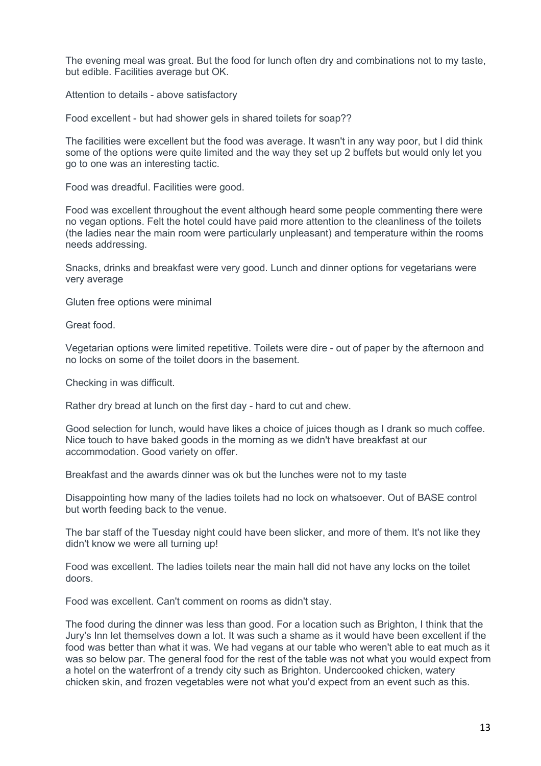The evening meal was great. But the food for lunch often dry and combinations not to my taste, but edible. Facilities average but OK.

Attention to details - above satisfactory

Food excellent - but had shower gels in shared toilets for soap??

The facilities were excellent but the food was average. It wasn't in any way poor, but I did think some of the options were quite limited and the way they set up 2 buffets but would only let you go to one was an interesting tactic.

Food was dreadful. Facilities were good.

Food was excellent throughout the event although heard some people commenting there were no vegan options. Felt the hotel could have paid more attention to the cleanliness of the toilets (the ladies near the main room were particularly unpleasant) and temperature within the rooms needs addressing.

Snacks, drinks and breakfast were very good. Lunch and dinner options for vegetarians were very average

Gluten free options were minimal

Great food.

Vegetarian options were limited repetitive. Toilets were dire - out of paper by the afternoon and no locks on some of the toilet doors in the basement.

Checking in was difficult.

Rather dry bread at lunch on the first day - hard to cut and chew.

Good selection for lunch, would have likes a choice of juices though as I drank so much coffee. Nice touch to have baked goods in the morning as we didn't have breakfast at our accommodation. Good variety on offer.

Breakfast and the awards dinner was ok but the lunches were not to my taste

Disappointing how many of the ladies toilets had no lock on whatsoever. Out of BASE control but worth feeding back to the venue.

The bar staff of the Tuesday night could have been slicker, and more of them. It's not like they didn't know we were all turning up!

Food was excellent. The ladies toilets near the main hall did not have any locks on the toilet doors.

Food was excellent. Can't comment on rooms as didn't stay.

The food during the dinner was less than good. For a location such as Brighton, I think that the Jury's Inn let themselves down a lot. It was such a shame as it would have been excellent if the food was better than what it was. We had vegans at our table who weren't able to eat much as it was so below par. The general food for the rest of the table was not what you would expect from a hotel on the waterfront of a trendy city such as Brighton. Undercooked chicken, watery chicken skin, and frozen vegetables were not what you'd expect from an event such as this.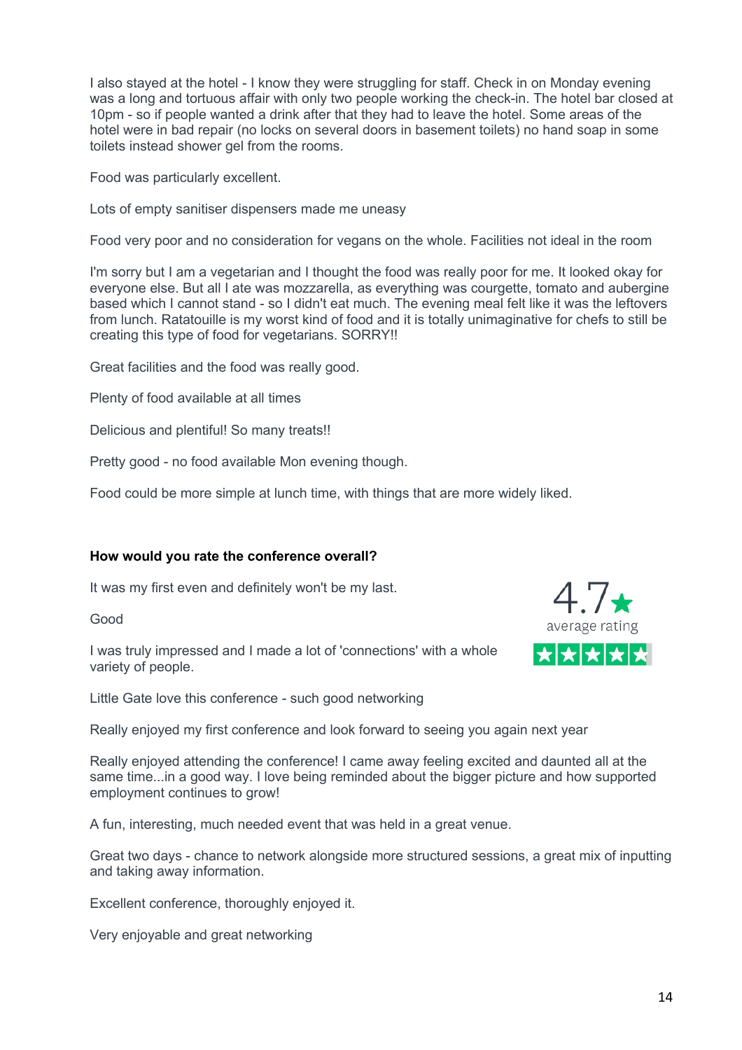I also stayed at the hotel - I know they were struggling for staff. Check in on Monday evening was a long and tortuous affair with only two people working the check-in. The hotel bar closed at 10pm - so if people wanted a drink after that they had to leave the hotel. Some areas of the hotel were in bad repair (no locks on several doors in basement toilets) no hand soap in some toilets instead shower gel from the rooms.

Food was particularly excellent.

Lots of empty sanitiser dispensers made me uneasy

Food very poor and no consideration for vegans on the whole. Facilities not ideal in the room

I'm sorry but I am a vegetarian and I thought the food was really poor for me. It looked okay for everyone else. But all I ate was mozzarella, as everything was courgette, tomato and aubergine based which I cannot stand - so I didn't eat much. The evening meal felt like it was the leftovers from lunch. Ratatouille is my worst kind of food and it is totally unimaginative for chefs to still be creating this type of food for vegetarians. SORRY!!

Great facilities and the food was really good.

Plenty of food available at all times

Delicious and plentiful! So many treats!!

Pretty good - no food available Mon evening though.

Food could be more simple at lunch time, with things that are more widely liked.

**How would you rate the conference overall?**

4.7★ average rating

It was my first even and definitely won't be my last.

Good

I was truly impressed and I made a lot of 'connections' with a whole variety of people.

Little Gate love this conference - such good networking

Really enjoyed my first conference and look forward to seeing you again next year

Really enjoyed attending the conference! I came away feeling excited and daunted all at the same time...in a good way. I love being reminded about the bigger picture and how supported employment continues to grow!

A fun, interesting, much needed event that was held in a great venue.

Great two days - chance to network alongside more structured sessions, a great mix of inputting and taking away information.

Excellent conference, thoroughly enjoyed it.

Very enjoyable and great networking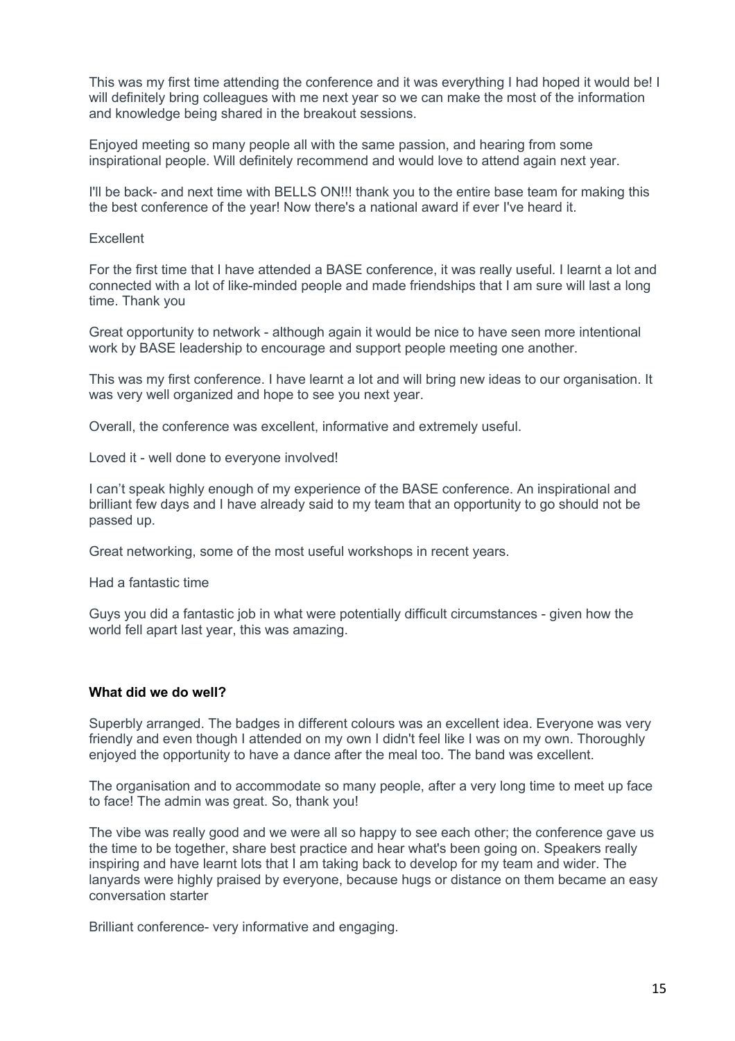This was my first time attending the conference and it was everything I had hoped it would be! I will definitely bring colleagues with me next year so we can make the most of the information and knowledge being shared in the breakout sessions.

Enjoyed meeting so many people all with the same passion, and hearing from some inspirational people. Will definitely recommend and would love to attend again next year.

I'll be back- and next time with BELLS ON!!! thank you to the entire base team for making this the best conference of the year! Now there's a national award if ever I've heard it.

Excellent

For the first time that I have attended a BASE conference, it was really useful. I learnt a lot and connected with a lot of like-minded people and made friendships that I am sure will last a long time. Thank you

Great opportunity to network - although again it would be nice to have seen more intentional work by BASE leadership to encourage and support people meeting one another.

This was my first conference. I have learnt a lot and will bring new ideas to our organisation. It was very well organized and hope to see you next year.

Overall, the conference was excellent, informative and extremely useful.

Loved it - well done to everyone involved!

I can't speak highly enough of my experience of the BASE conference. An inspirational and brilliant few days and I have already said to my team that an opportunity to go should not be passed up.

Great networking, some of the most useful workshops in recent years.

Had a fantastic time

Guys you did a fantastic job in what were potentially difficult circumstances - given how the world fell apart last year, this was amazing.

**What did we do well?**

Superbly arranged. The badges in different colours was an excellent idea. Everyone was very friendly and even though I attended on my own I didn't feel like I was on my own. Thoroughly enjoyed the opportunity to have a dance after the meal too. The band was excellent.

The organisation and to accommodate so many people, after a very long time to meet up face to face! The admin was great. So, thank you!

The vibe was really good and we were all so happy to see each other; the conference gave us the time to be together, share best practice and hear what's been going on. Speakers really inspiring and have learnt lots that I am taking back to develop for my team and wider. The lanyards were highly praised by everyone, because hugs or distance on them became an easy conversation starter

Brilliant conference- very informative and engaging.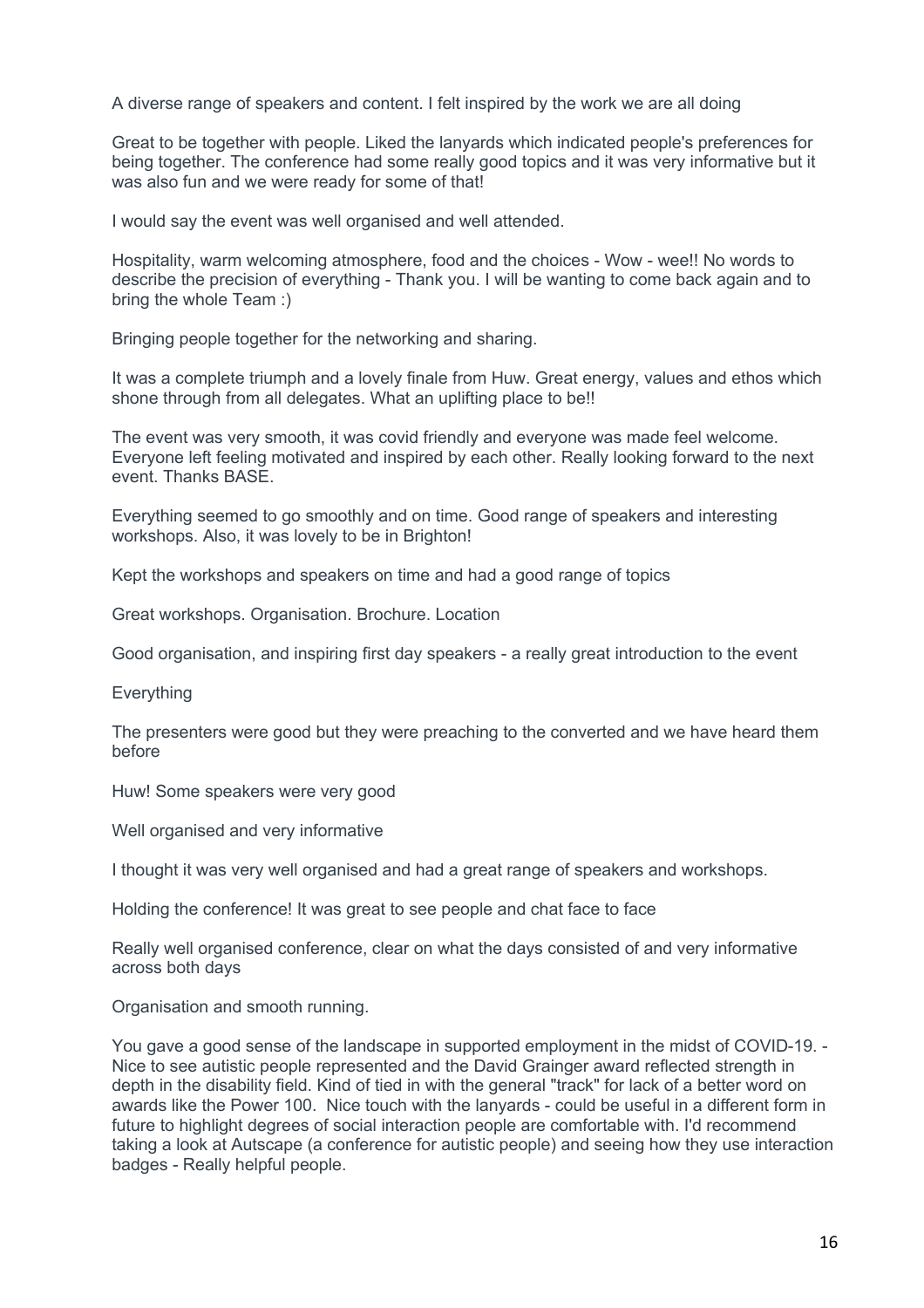A diverse range of speakers and content. I felt inspired by the work we are all doing

Great to be together with people. Liked the lanyards which indicated people's preferences for being together. The conference had some really good topics and it was very informative but it was also fun and we were ready for some of that!

I would say the event was well organised and well attended.

Hospitality, warm welcoming atmosphere, food and the choices - Wow - wee!! No words to describe the precision of everything - Thank you. I will be wanting to come back again and to bring the whole Team :)

Bringing people together for the networking and sharing.

It was a complete triumph and a lovely finale from Huw. Great energy, values and ethos which shone through from all delegates. What an uplifting place to be!!

The event was very smooth, it was covid friendly and everyone was made feel welcome. Everyone left feeling motivated and inspired by each other. Really looking forward to the next event. Thanks BASE.

Everything seemed to go smoothly and on time. Good range of speakers and interesting workshops. Also, it was lovely to be in Brighton!

Kept the workshops and speakers on time and had a good range of topics

Great workshops. Organisation. Brochure. Location

Good organisation, and inspiring first day speakers - a really great introduction to the event

Everything

The presenters were good but they were preaching to the converted and we have heard them before

Huw! Some speakers were very good

Well organised and very informative

I thought it was very well organised and had a great range of speakers and workshops.

Holding the conference! It was great to see people and chat face to face

Really well organised conference, clear on what the days consisted of and very informative across both days

Organisation and smooth running.

You gave a good sense of the landscape in supported employment in the midst of COVID-19. - Nice to see autistic people represented and the David Grainger award reflected strength in depth in the disability field. Kind of tied in with the general "track" for lack of a better word on awards like the Power 100. Nice touch with the lanyards - could be useful in a different form in future to highlight degrees of social interaction people are comfortable with. I'd recommend taking a look at Autscape (a conference for autistic people) and seeing how they use interaction badges - Really helpful people.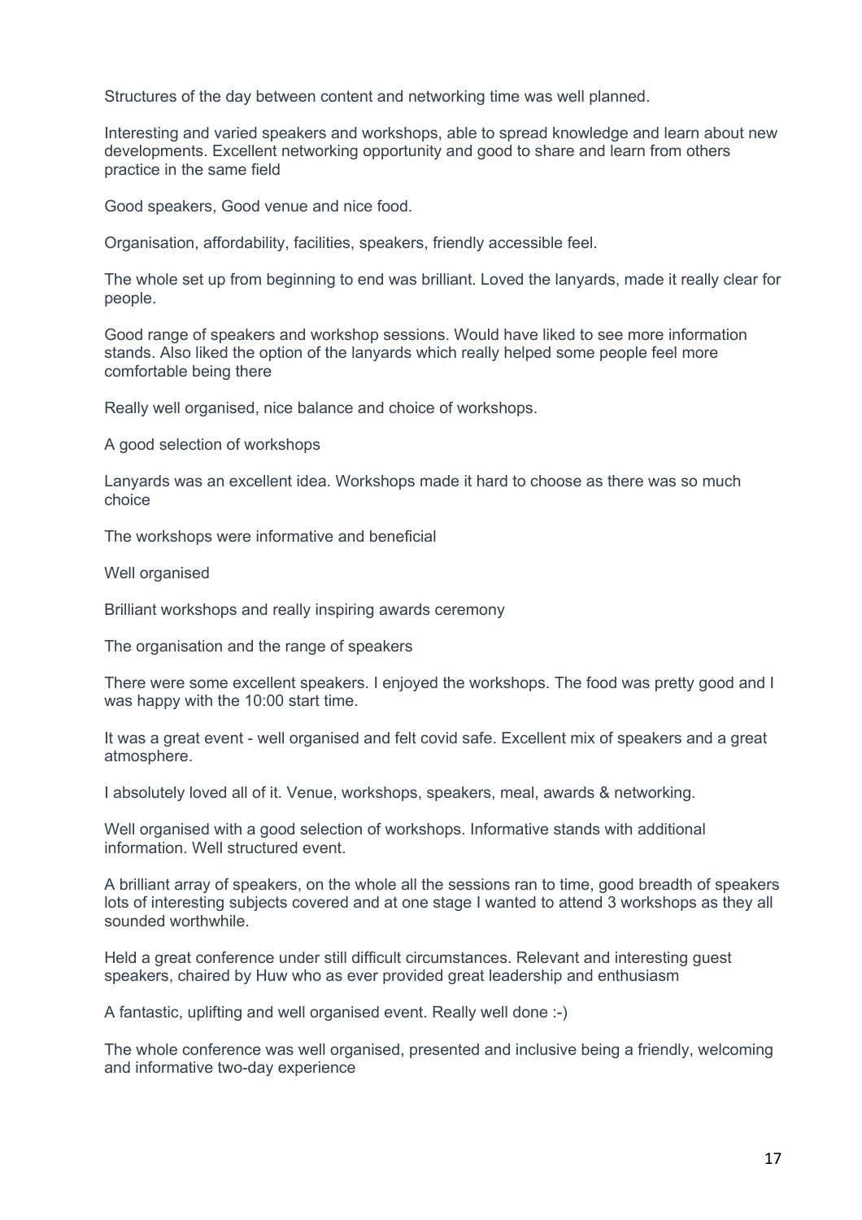Structures of the day between content and networking time was well planned.

Interesting and varied speakers and workshops, able to spread knowledge and learn about new developments. Excellent networking opportunity and good to share and learn from others practice in the same field

Good speakers, Good venue and nice food.

Organisation, affordability, facilities, speakers, friendly accessible feel.

The whole set up from beginning to end was brilliant. Loved the lanyards, made it really clear for people.

Good range of speakers and workshop sessions. Would have liked to see more information stands. Also liked the option of the lanyards which really helped some people feel more comfortable being there

Really well organised, nice balance and choice of workshops.

A good selection of workshops

Lanyards was an excellent idea. Workshops made it hard to choose as there was so much choice

The workshops were informative and beneficial

Well organised

Brilliant workshops and really inspiring awards ceremony

The organisation and the range of speakers

There were some excellent speakers. I enjoyed the workshops. The food was pretty good and I was happy with the 10:00 start time.

It was a great event - well organised and felt covid safe. Excellent mix of speakers and a great atmosphere.

I absolutely loved all of it. Venue, workshops, speakers, meal, awards & networking.

Well organised with a good selection of workshops. Informative stands with additional information. Well structured event.

A brilliant array of speakers, on the whole all the sessions ran to time, good breadth of speakers lots of interesting subjects covered and at one stage I wanted to attend 3 workshops as they all sounded worthwhile.

Held a great conference under still difficult circumstances. Relevant and interesting guest speakers, chaired by Huw who as ever provided great leadership and enthusiasm

A fantastic, uplifting and well organised event. Really well done :-)

The whole conference was well organised, presented and inclusive being a friendly, welcoming and informative two-day experience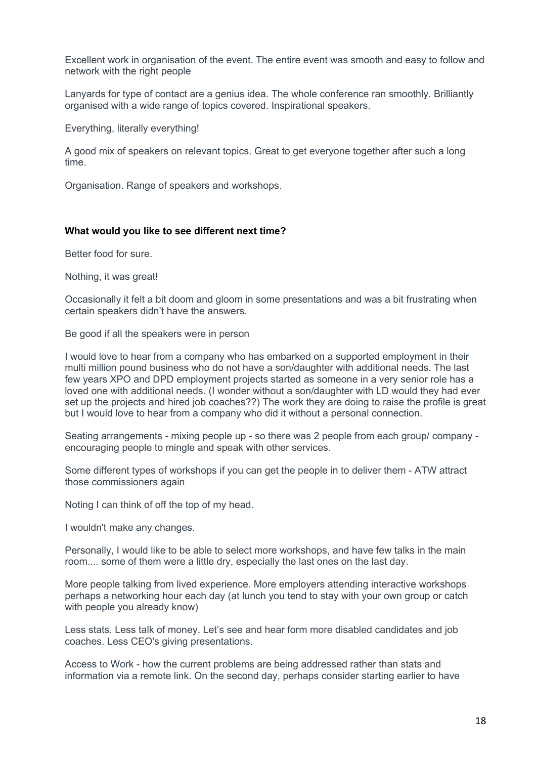Excellent work in organisation of the event. The entire event was smooth and easy to follow and network with the right people

Lanyards for type of contact are a genius idea. The whole conference ran smoothly. Brilliantly organised with a wide range of topics covered. Inspirational speakers.

Everything, literally everything!

A good mix of speakers on relevant topics. Great to get everyone together after such a long time.

Organisation. Range of speakers and workshops.

**What would you like to see different next time?**

Better food for sure.

Nothing, it was great!

Occasionally it felt a bit doom and gloom in some presentations and was a bit frustrating when certain speakers didn't have the answers.

Be good if all the speakers were in person

I would love to hear from a company who has embarked on a supported employment in their multi million pound business who do not have a son/daughter with additional needs. The last few years XPO and DPD employment projects started as someone in a very senior role has a loved one with additional needs. (I wonder without a son/daughter with LD would they had ever set up the projects and hired job coaches??) The work they are doing to raise the profile is great but I would love to hear from a company who did it without a personal connection.

Seating arrangements - mixing people up - so there was 2 people from each group/ company - encouraging people to mingle and speak with other services.

Some different types of workshops if you can get the people in to deliver them - ATW attract those commissioners again

Noting I can think of off the top of my head.

I wouldn't make any changes.

Personally, I would like to be able to select more workshops, and have few talks in the main room.... some of them were a little dry, especially the last ones on the last day.

More people talking from lived experience. More employers attending interactive workshops perhaps a networking hour each day (at lunch you tend to stay with your own group or catch with people you already know)

Less stats. Less talk of money. Let's see and hear form more disabled candidates and job coaches. Less CEO's giving presentations.

Access to Work - how the current problems are being addressed rather than stats and information via a remote link. On the second day, perhaps consider starting earlier to have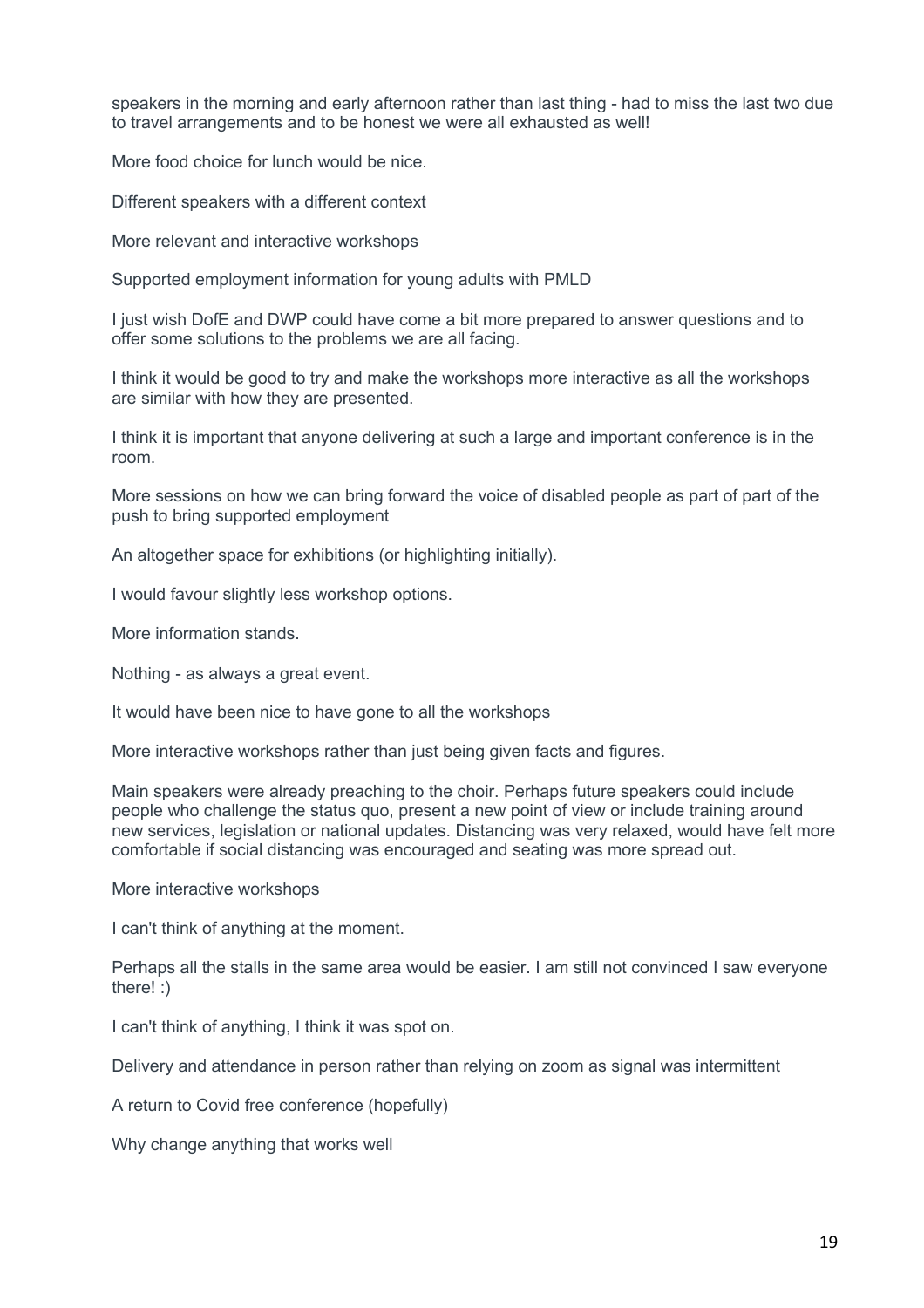speakers in the morning and early afternoon rather than last thing - had to miss the last two due to travel arrangements and to be honest we were all exhausted as well!

More food choice for lunch would be nice.

Different speakers with a different context

More relevant and interactive workshops

Supported employment information for young adults with PMLD

I just wish DofE and DWP could have come a bit more prepared to answer questions and to offer some solutions to the problems we are all facing.

I think it would be good to try and make the workshops more interactive as all the workshops are similar with how they are presented.

I think it is important that anyone delivering at such a large and important conference is in the room.

More sessions on how we can bring forward the voice of disabled people as part of part of the push to bring supported employment

An altogether space for exhibitions (or highlighting initially).

I would favour slightly less workshop options.

More information stands.

Nothing - as always a great event.

It would have been nice to have gone to all the workshops

More interactive workshops rather than just being given facts and figures.

Main speakers were already preaching to the choir. Perhaps future speakers could include people who challenge the status quo, present a new point of view or include training around new services, legislation or national updates. Distancing was very relaxed, would have felt more comfortable if social distancing was encouraged and seating was more spread out.

More interactive workshops

I can't think of anything at the moment.

Perhaps all the stalls in the same area would be easier. I am still not convinced I saw everyone there! :)

I can't think of anything, I think it was spot on.

Delivery and attendance in person rather than relying on zoom as signal was intermittent

A return to Covid free conference (hopefully)

Why change anything that works well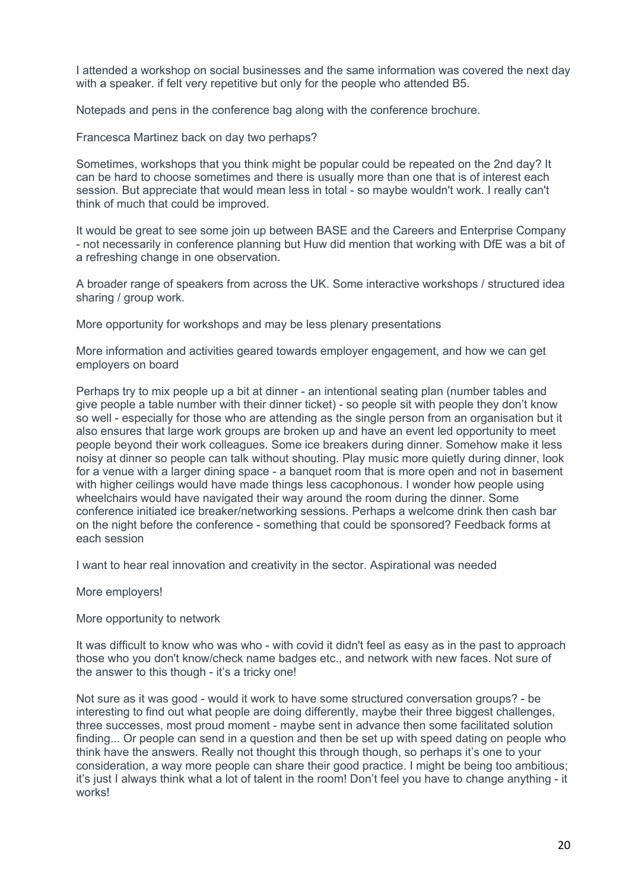I attended a workshop on social businesses and the same information was covered the next day with a speaker. if felt very repetitive but only for the people who attended B5.

Notepads and pens in the conference bag along with the conference brochure.

Francesca Martinez back on day two perhaps?

Sometimes, workshops that you think might be popular could be repeated on the 2nd day? It can be hard to choose sometimes and there is usually more than one that is of interest each session. But appreciate that would mean less in total - so maybe wouldn't work. I really can't think of much that could be improved.

It would be great to see some join up between BASE and the Careers and Enterprise Company - not necessarily in conference planning but Huw did mention that working with DfE was a bit of a refreshing change in one observation.

A broader range of speakers from across the UK. Some interactive workshops / structured idea sharing / group work.

More opportunity for workshops and may be less plenary presentations

More information and activities geared towards employer engagement, and how we can get employers on board

Perhaps try to mix people up a bit at dinner - an intentional seating plan (number tables and give people a table number with their dinner ticket) - so people sit with people they don't know so well - especially for those who are attending as the single person from an organisation but it also ensures that large work groups are broken up and have an event led opportunity to meet people beyond their work colleagues. Some ice breakers during dinner. Somehow make it less noisy at dinner so people can talk without shouting. Play music more quietly during dinner, look for a venue with a larger dining space - a banquet room that is more open and not in basement with higher ceilings would have made things less cacophonous. I wonder how people using wheelchairs would have navigated their way around the room during the dinner. Some conference initiated ice breaker/networking sessions. Perhaps a welcome drink then cash bar on the night before the conference - something that could be sponsored? Feedback forms at each session

I want to hear real innovation and creativity in the sector. Aspirational was needed

More employers!

More opportunity to network

It was difficult to know who was who - with covid it didn't feel as easy as in the past to approach those who you don't know/check name badges etc., and network with new faces. Not sure of the answer to this though - it's a tricky one!

Not sure as it was good - would it work to have some structured conversation groups? - be interesting to find out what people are doing differently, maybe their three biggest challenges, three successes, most proud moment - maybe sent in advance then some facilitated solution finding... Or people can send in a question and then be set up with speed dating on people who think have the answers. Really not thought this through though, so perhaps it's one to your consideration, a way more people can share their good practice. I might be being too ambitious; it's just I always think what a lot of talent in the room! Don't feel you have to change anything - it works!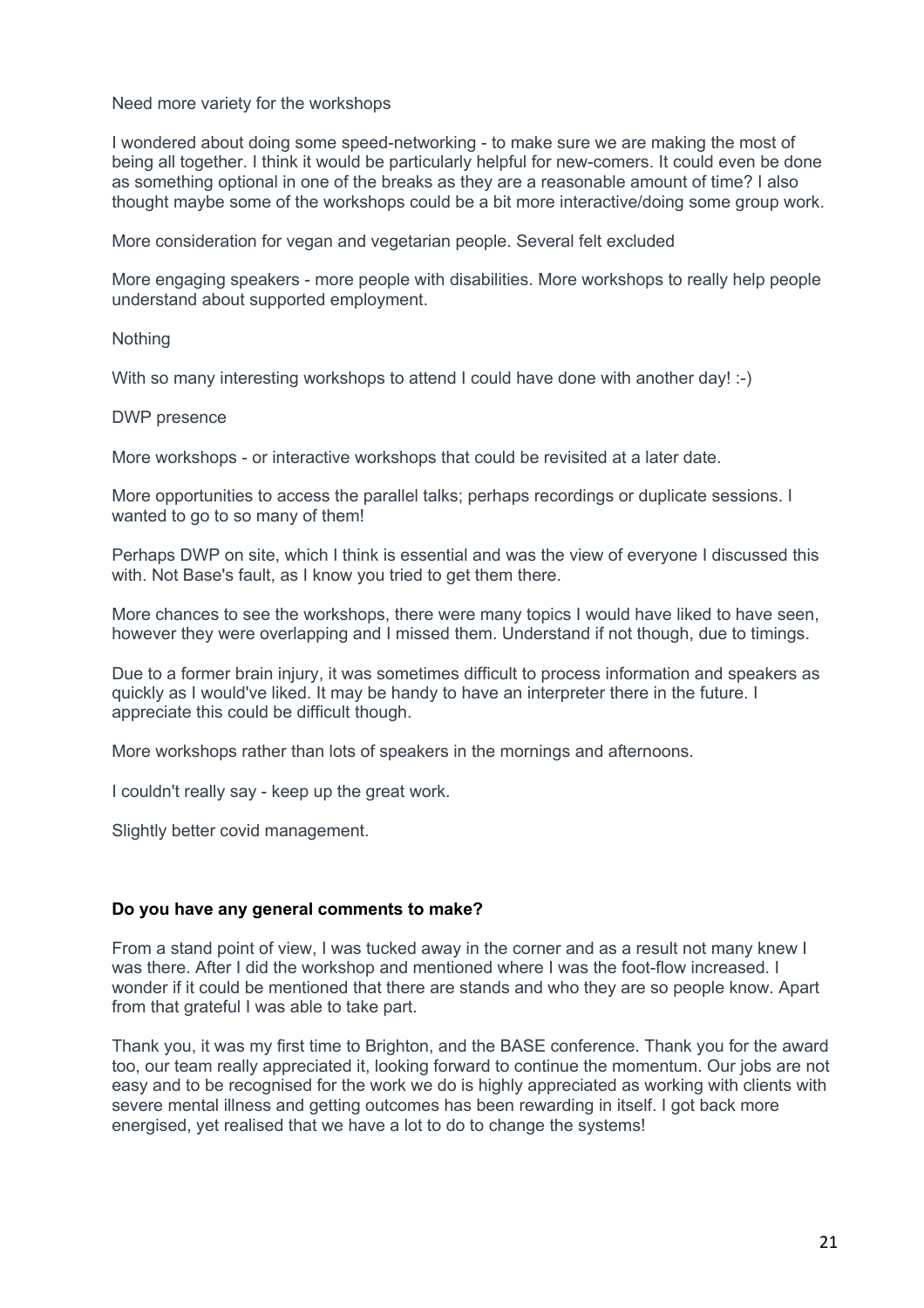Need more variety for the workshops

I wondered about doing some speed-networking - to make sure we are making the most of being all together. I think it would be particularly helpful for new-comers. It could even be done as something optional in one of the breaks as they are a reasonable amount of time? I also thought maybe some of the workshops could be a bit more interactive/doing some group work.

More consideration for vegan and vegetarian people. Several felt excluded

More engaging speakers - more people with disabilities. More workshops to really help people understand about supported employment.

Nothing

With so many interesting workshops to attend I could have done with another day! :-)

DWP presence

More workshops - or interactive workshops that could be revisited at a later date.

More opportunities to access the parallel talks; perhaps recordings or duplicate sessions. I wanted to go to so many of them!

Perhaps DWP on site, which I think is essential and was the view of everyone I discussed this with. Not Base's fault, as I know you tried to get them there.

More chances to see the workshops, there were many topics I would have liked to have seen, however they were overlapping and I missed them. Understand if not though, due to timings.

Due to a former brain injury, it was sometimes difficult to process information and speakers as quickly as I would've liked. It may be handy to have an interpreter there in the future. I appreciate this could be difficult though.

More workshops rather than lots of speakers in the mornings and afternoons.

I couldn't really say - keep up the great work.

Slightly better covid management.

**Do you have any general comments to make?**

From a stand point of view, I was tucked away in the corner and as a result not many knew I was there. After I did the workshop and mentioned where I was the foot-flow increased. I wonder if it could be mentioned that there are stands and who they are so people know. Apart from that grateful I was able to take part.

Thank you, it was my first time to Brighton, and the BASE conference. Thank you for the award too, our team really appreciated it, looking forward to continue the momentum. Our jobs are not easy and to be recognised for the work we do is highly appreciated as working with clients with severe mental illness and getting outcomes has been rewarding in itself. I got back more energised, yet realised that we have a lot to do to change the systems!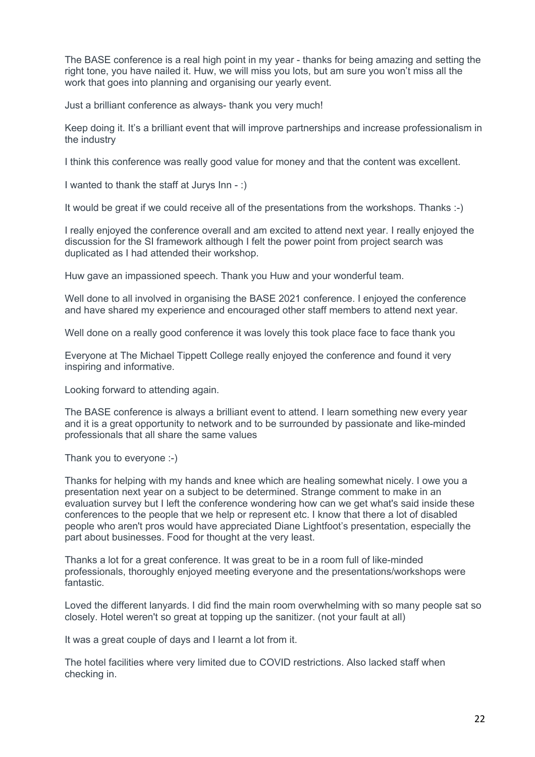The BASE conference is a real high point in my year - thanks for being amazing and setting the right tone, you have nailed it. Huw, we will miss you lots, but am sure you won't miss all the work that goes into planning and organising our yearly event.

Just a brilliant conference as always- thank you very much!

Keep doing it. It's a brilliant event that will improve partnerships and increase professionalism in the industry

I think this conference was really good value for money and that the content was excellent.

I wanted to thank the staff at Jurys Inn - :)

It would be great if we could receive all of the presentations from the workshops. Thanks :-)

I really enjoyed the conference overall and am excited to attend next year. I really enjoyed the discussion for the SI framework although I felt the power point from project search was duplicated as I had attended their workshop.

Huw gave an impassioned speech. Thank you Huw and your wonderful team.

Well done to all involved in organising the BASE 2021 conference. I enjoyed the conference and have shared my experience and encouraged other staff members to attend next year.

Well done on a really good conference it was lovely this took place face to face thank you

Everyone at The Michael Tippett College really enjoyed the conference and found it very inspiring and informative.

Looking forward to attending again.

The BASE conference is always a brilliant event to attend. I learn something new every year and it is a great opportunity to network and to be surrounded by passionate and like-minded professionals that all share the same values

Thank you to everyone :-)

Thanks for helping with my hands and knee which are healing somewhat nicely. I owe you a presentation next year on a subject to be determined. Strange comment to make in an evaluation survey but I left the conference wondering how can we get what's said inside these conferences to the people that we help or represent etc. I know that there a lot of disabled people who aren't pros would have appreciated Diane Lightfoot's presentation, especially the part about businesses. Food for thought at the very least.

Thanks a lot for a great conference. It was great to be in a room full of like-minded professionals, thoroughly enjoyed meeting everyone and the presentations/workshops were fantastic.

Loved the different lanyards. I did find the main room overwhelming with so many people sat so closely. Hotel weren't so great at topping up the sanitizer. (not your fault at all)

It was a great couple of days and I learnt a lot from it.

The hotel facilities where very limited due to COVID restrictions. Also lacked staff when checking in.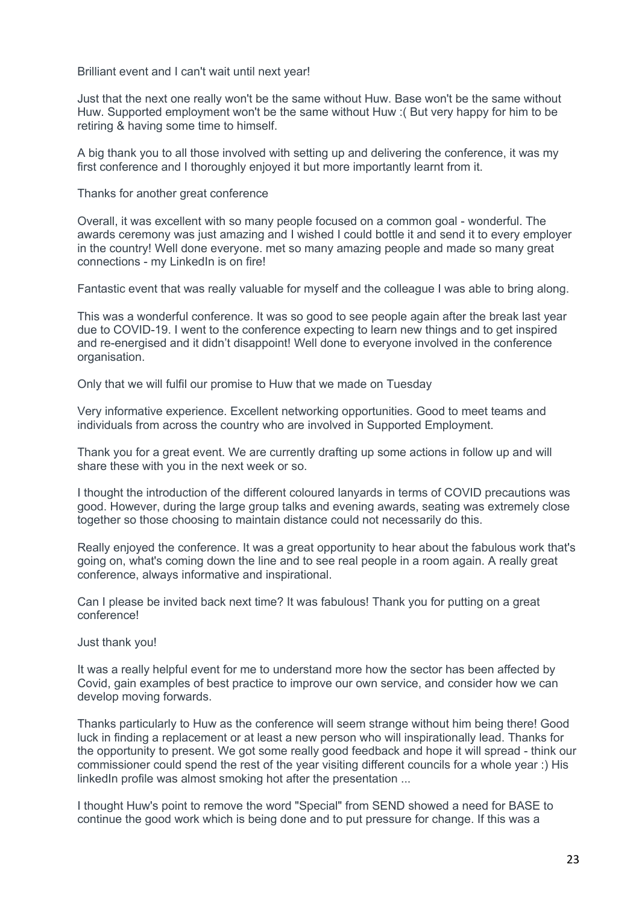Brilliant event and I can't wait until next year!

Just that the next one really won't be the same without Huw. Base won't be the same without Huw. Supported employment won't be the same without Huw :( But very happy for him to be retiring & having some time to himself.

A big thank you to all those involved with setting up and delivering the conference, it was my first conference and I thoroughly enjoyed it but more importantly learnt from it.

Thanks for another great conference

Overall, it was excellent with so many people focused on a common goal - wonderful. The awards ceremony was just amazing and I wished I could bottle it and send it to every employer in the country! Well done everyone. met so many amazing people and made so many great connections - my LinkedIn is on fire!

Fantastic event that was really valuable for myself and the colleague I was able to bring along.

This was a wonderful conference. It was so good to see people again after the break last year due to COVID-19. I went to the conference expecting to learn new things and to get inspired and re-energised and it didn't disappoint! Well done to everyone involved in the conference organisation.

Only that we will fulfil our promise to Huw that we made on Tuesday

Very informative experience. Excellent networking opportunities. Good to meet teams and individuals from across the country who are involved in Supported Employment.

Thank you for a great event. We are currently drafting up some actions in follow up and will share these with you in the next week or so.

I thought the introduction of the different coloured lanyards in terms of COVID precautions was good. However, during the large group talks and evening awards, seating was extremely close together so those choosing to maintain distance could not necessarily do this.

Really enjoyed the conference. It was a great opportunity to hear about the fabulous work that's going on, what's coming down the line and to see real people in a room again. A really great conference, always informative and inspirational.

Can I please be invited back next time? It was fabulous! Thank you for putting on a great conference!

Just thank you!

It was a really helpful event for me to understand more how the sector has been affected by Covid, gain examples of best practice to improve our own service, and consider how we can develop moving forwards.

Thanks particularly to Huw as the conference will seem strange without him being there! Good luck in finding a replacement or at least a new person who will inspirationally lead. Thanks for the opportunity to present. We got some really good feedback and hope it will spread - think our commissioner could spend the rest of the year visiting different councils for a whole year :) His linkedIn profile was almost smoking hot after the presentation ...

I thought Huw's point to remove the word "Special" from SEND showed a need for BASE to continue the good work which is being done and to put pressure for change. If this was a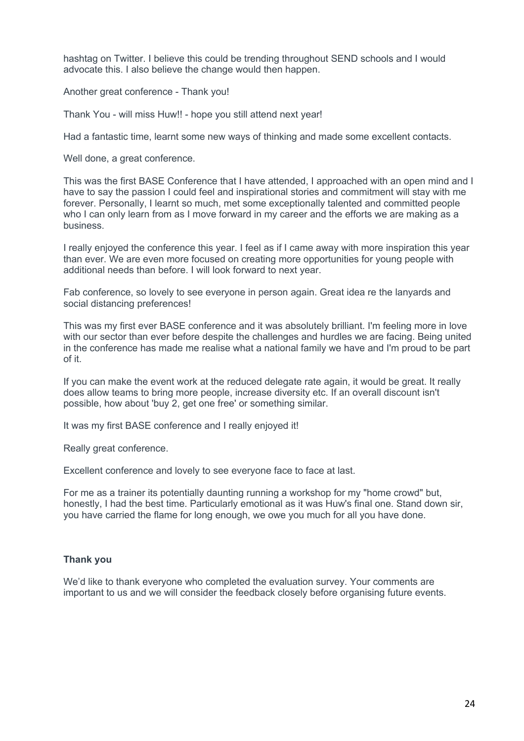hashtag on Twitter. I believe this could be trending throughout SEND schools and I would advocate this. I also believe the change would then happen.

Another great conference - Thank you!

Thank You - will miss Huw!! - hope you still attend next year!

Had a fantastic time, learnt some new ways of thinking and made some excellent contacts.

Well done, a great conference.

This was the first BASE Conference that I have attended, I approached with an open mind and I have to say the passion I could feel and inspirational stories and commitment will stay with me forever. Personally, I learnt so much, met some exceptionally talented and committed people who I can only learn from as I move forward in my career and the efforts we are making as a business.

I really enjoyed the conference this year. I feel as if I came away with more inspiration this year than ever. We are even more focused on creating more opportunities for young people with additional needs than before. I will look forward to next year.

Fab conference, so lovely to see everyone in person again. Great idea re the lanyards and social distancing preferences!

This was my first ever BASE conference and it was absolutely brilliant. I'm feeling more in love with our sector than ever before despite the challenges and hurdles we are facing. Being united in the conference has made me realise what a national family we have and I'm proud to be part of it.

If you can make the event work at the reduced delegate rate again, it would be great. It really does allow teams to bring more people, increase diversity etc. If an overall discount isn't possible, how about 'buy 2, get one free' or something similar.

It was my first BASE conference and I really enjoyed it!

Really great conference.

Excellent conference and lovely to see everyone face to face at last.

For me as a trainer its potentially daunting running a workshop for my "home crowd" but, honestly, I had the best time. Particularly emotional as it was Huw's final one. Stand down sir, you have carried the flame for long enough, we owe you much for all you have done.

**Thank you**

We'd like to thank everyone who completed the evaluation survey. Your comments are important to us and we will consider the feedback closely before organising future events.